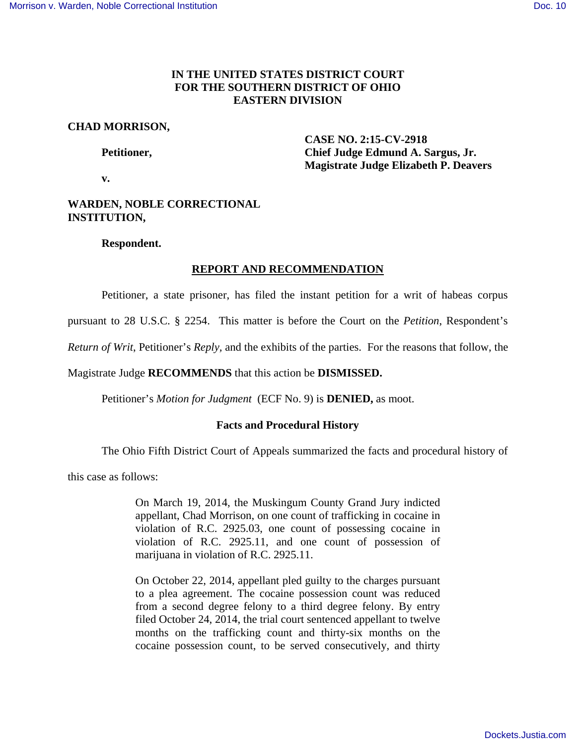**IN THE UNITED STATES DISTRICT COURT**
**FOR THE SOUTHERN DISTRICT OF OHIO**
**EASTERN DIVISION**

**CHAD MORRISON,**

**Petitioner,**

**v.**

**WARDEN, NOBLE CORRECTIONAL INSTITUTION,**

**Respondent.**

**CASE NO. 2:15-CV-2918**
**Chief Judge Edmund A. Sargus, Jr.**
**Magistrate Judge Elizabeth P. Deavers**

## REPORT AND RECOMMENDATION

Petitioner, a state prisoner, has filed the instant petition for a writ of habeas corpus pursuant to 28 U.S.C. § 2254. This matter is before the Court on the *Petition*, Respondent's *Return of Writ*, Petitioner's *Reply*, and the exhibits of the parties. For the reasons that follow, the Magistrate Judge **RECOMMENDS** that this action be **DISMISSED.**

Petitioner's *Motion for Judgment* (ECF No. 9) is **DENIED,** as moot.

### Facts and Procedural History

The Ohio Fifth District Court of Appeals summarized the facts and procedural history of this case as follows:

> On March 19, 2014, the Muskingum County Grand Jury indicted appellant, Chad Morrison, on one count of trafficking in cocaine in violation of R.C. 2925.03, one count of possessing cocaine in violation of R.C. 2925.11, and one count of possession of marijuana in violation of R.C. 2925.11.
>
> On October 22, 2014, appellant pled guilty to the charges pursuant to a plea agreement. The cocaine possession count was reduced from a second degree felony to a third degree felony. By entry filed October 24, 2014, the trial court sentenced appellant to twelve months on the trafficking count and thirty-six months on the cocaine possession count, to be served consecutively, and thirty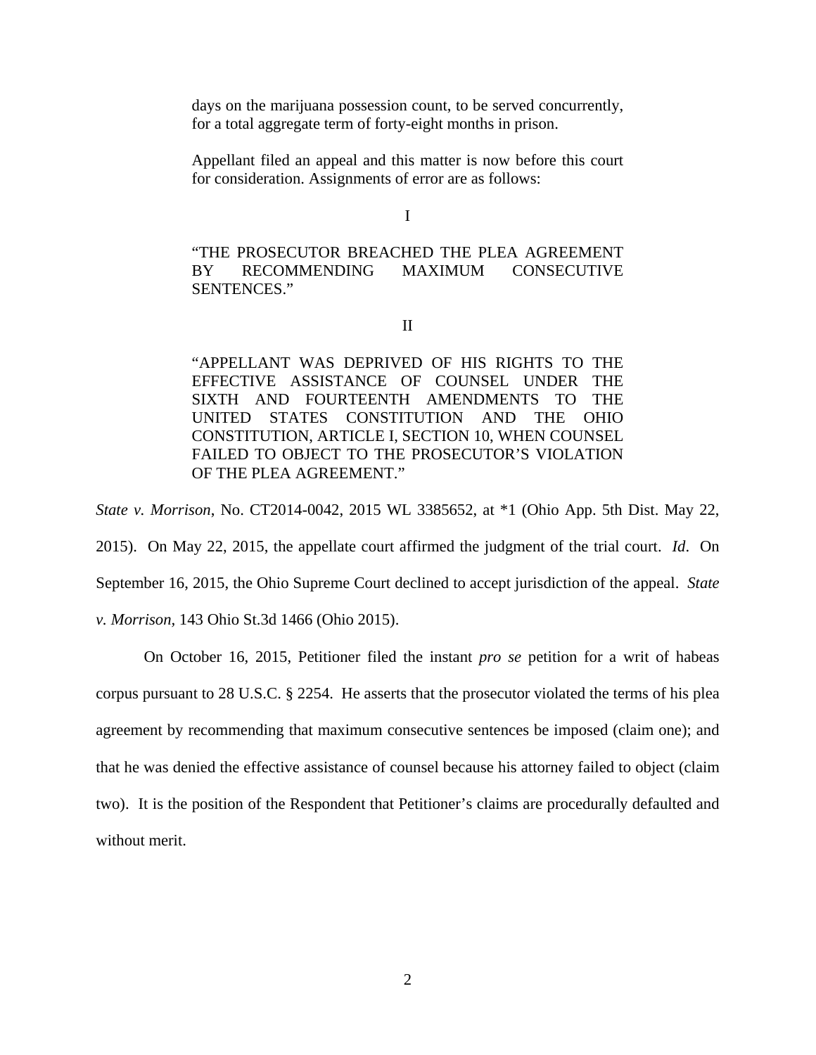> days on the marijuana possession count, to be served concurrently, for a total aggregate term of forty-eight months in prison.
>
> Appellant filed an appeal and this matter is now before this court for consideration. Assignments of error are as follows:
>
> I
>
> "THE PROSECUTOR BREACHED THE PLEA AGREEMENT BY RECOMMENDING MAXIMUM CONSECUTIVE SENTENCES."
>
> II
>
> "APPELLANT WAS DEPRIVED OF HIS RIGHTS TO THE EFFECTIVE ASSISTANCE OF COUNSEL UNDER THE SIXTH AND FOURTEENTH AMENDMENTS TO THE UNITED STATES CONSTITUTION AND THE OHIO CONSTITUTION, ARTICLE I, SECTION 10, WHEN COUNSEL FAILED TO OBJECT TO THE PROSECUTOR'S VIOLATION OF THE PLEA AGREEMENT."

*State v. Morrison*, No. CT2014-0042, 2015 WL 3385652, at *1 (Ohio App. 5th Dist. May 22, 2015). On May 22, 2015, the appellate court affirmed the judgment of the trial court. *Id*. On September 16, 2015, the Ohio Supreme Court declined to accept jurisdiction of the appeal. *State v. Morrison*, 143 Ohio St.3d 1466 (Ohio 2015).

On October 16, 2015, Petitioner filed the instant *pro se* petition for a writ of habeas corpus pursuant to 28 U.S.C. § 2254. He asserts that the prosecutor violated the terms of his plea agreement by recommending that maximum consecutive sentences be imposed (claim one); and that he was denied the effective assistance of counsel because his attorney failed to object (claim two). It is the position of the Respondent that Petitioner's claims are procedurally defaulted and without merit.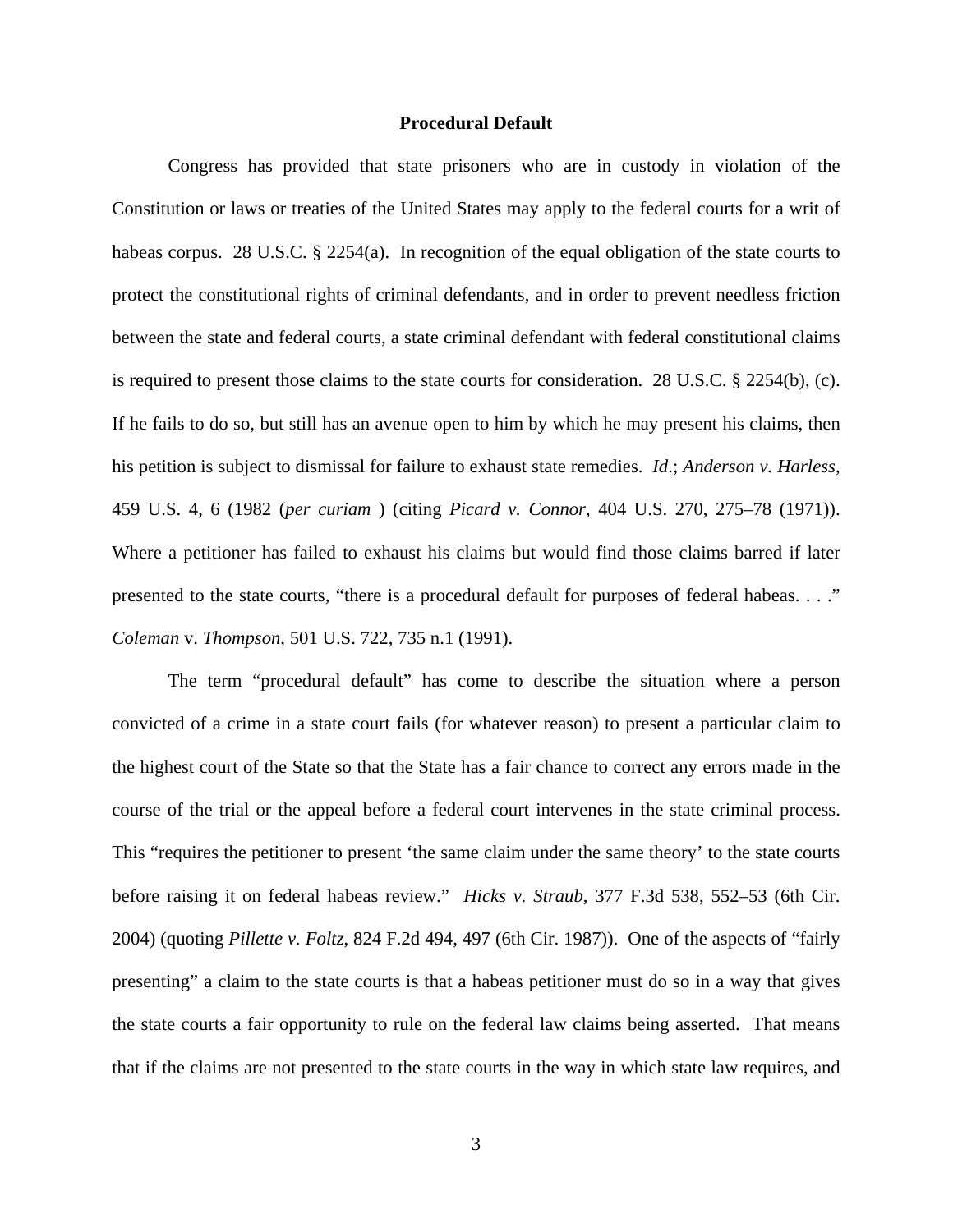**Procedural Default**

Congress has provided that state prisoners who are in custody in violation of the Constitution or laws or treaties of the United States may apply to the federal courts for a writ of habeas corpus. 28 U.S.C. § 2254(a). In recognition of the equal obligation of the state courts to protect the constitutional rights of criminal defendants, and in order to prevent needless friction between the state and federal courts, a state criminal defendant with federal constitutional claims is required to present those claims to the state courts for consideration. 28 U.S.C. § 2254(b), (c). If he fails to do so, but still has an avenue open to him by which he may present his claims, then his petition is subject to dismissal for failure to exhaust state remedies. *Id*.; *Anderson v. Harless*, 459 U.S. 4, 6 (1982 (*per curiam* ) (citing *Picard v. Connor*, 404 U.S. 270, 275–78 (1971)). Where a petitioner has failed to exhaust his claims but would find those claims barred if later presented to the state courts, "there is a procedural default for purposes of federal habeas. . . ." *Coleman* v. *Thompson*, 501 U.S. 722, 735 n.1 (1991).

The term "procedural default" has come to describe the situation where a person convicted of a crime in a state court fails (for whatever reason) to present a particular claim to the highest court of the State so that the State has a fair chance to correct any errors made in the course of the trial or the appeal before a federal court intervenes in the state criminal process. This "requires the petitioner to present 'the same claim under the same theory' to the state courts before raising it on federal habeas review." *Hicks v. Straub*, 377 F.3d 538, 552–53 (6th Cir. 2004) (quoting *Pillette v. Foltz*, 824 F.2d 494, 497 (6th Cir. 1987)). One of the aspects of "fairly presenting" a claim to the state courts is that a habeas petitioner must do so in a way that gives the state courts a fair opportunity to rule on the federal law claims being asserted. That means that if the claims are not presented to the state courts in the way in which state law requires, and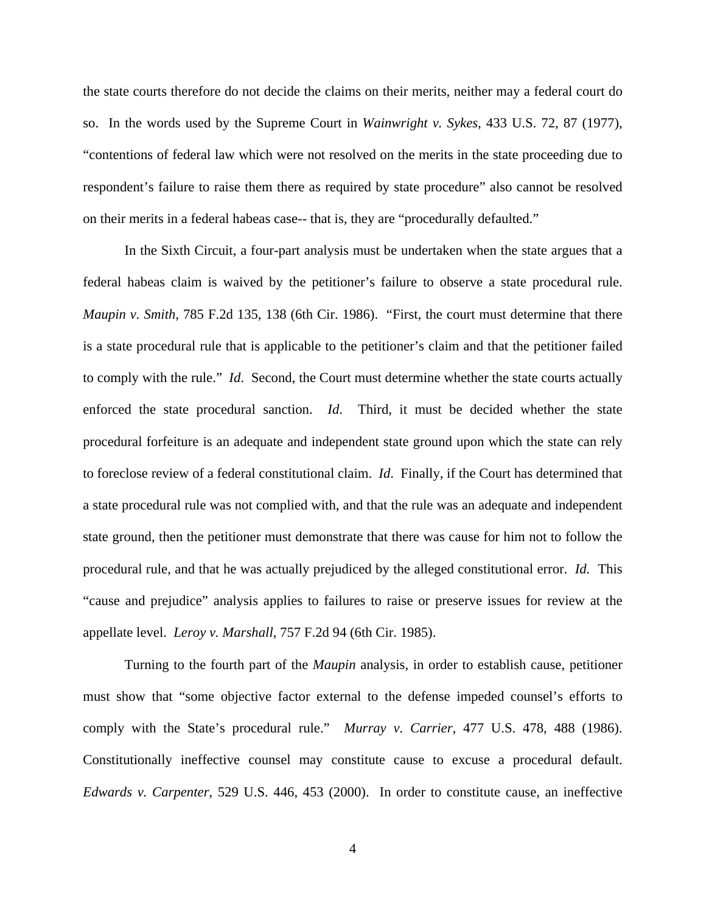the state courts therefore do not decide the claims on their merits, neither may a federal court do so. In the words used by the Supreme Court in *Wainwright v. Sykes*, 433 U.S. 72, 87 (1977), "contentions of federal law which were not resolved on the merits in the state proceeding due to respondent's failure to raise them there as required by state procedure" also cannot be resolved on their merits in a federal habeas case-- that is, they are "procedurally defaulted."

In the Sixth Circuit, a four-part analysis must be undertaken when the state argues that a federal habeas claim is waived by the petitioner's failure to observe a state procedural rule. *Maupin v. Smith*, 785 F.2d 135, 138 (6th Cir. 1986). "First, the court must determine that there is a state procedural rule that is applicable to the petitioner's claim and that the petitioner failed to comply with the rule." *Id*. Second, the Court must determine whether the state courts actually enforced the state procedural sanction. *Id*. Third, it must be decided whether the state procedural forfeiture is an adequate and independent state ground upon which the state can rely to foreclose review of a federal constitutional claim. *Id*. Finally, if the Court has determined that a state procedural rule was not complied with, and that the rule was an adequate and independent state ground, then the petitioner must demonstrate that there was cause for him not to follow the procedural rule, and that he was actually prejudiced by the alleged constitutional error. *Id.* This "cause and prejudice" analysis applies to failures to raise or preserve issues for review at the appellate level. *Leroy v. Marshall*, 757 F.2d 94 (6th Cir. 1985).

Turning to the fourth part of the *Maupin* analysis, in order to establish cause, petitioner must show that "some objective factor external to the defense impeded counsel's efforts to comply with the State's procedural rule." *Murray v. Carrier*, 477 U.S. 478, 488 (1986). Constitutionally ineffective counsel may constitute cause to excuse a procedural default. *Edwards v. Carpenter*, 529 U.S. 446, 453 (2000). In order to constitute cause, an ineffective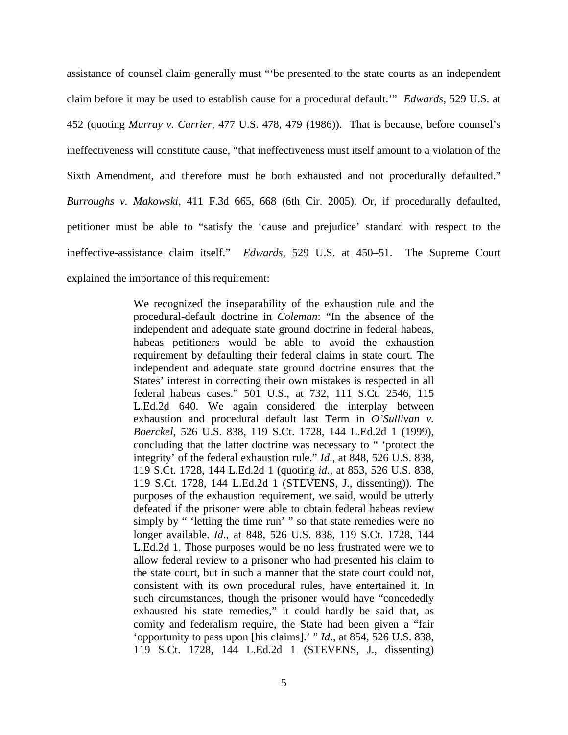assistance of counsel claim generally must "'be presented to the state courts as an independent claim before it may be used to establish cause for a procedural default.'" *Edwards*, 529 U.S. at 452 (quoting *Murray v. Carrier*, 477 U.S. 478, 479 (1986)). That is because, before counsel's ineffectiveness will constitute cause, "that ineffectiveness must itself amount to a violation of the Sixth Amendment, and therefore must be both exhausted and not procedurally defaulted." *Burroughs v. Makowski*, 411 F.3d 665, 668 (6th Cir. 2005). Or, if procedurally defaulted, petitioner must be able to "satisfy the 'cause and prejudice' standard with respect to the ineffective-assistance claim itself." *Edwards,* 529 U.S. at 450–51. The Supreme Court explained the importance of this requirement:

> We recognized the inseparability of the exhaustion rule and the procedural-default doctrine in *Coleman*: "In the absence of the independent and adequate state ground doctrine in federal habeas, habeas petitioners would be able to avoid the exhaustion requirement by defaulting their federal claims in state court. The independent and adequate state ground doctrine ensures that the States' interest in correcting their own mistakes is respected in all federal habeas cases." 501 U.S., at 732, 111 S.Ct. 2546, 115 L.Ed.2d 640. We again considered the interplay between exhaustion and procedural default last Term in *O'Sullivan v. Boerckel*, 526 U.S. 838, 119 S.Ct. 1728, 144 L.Ed.2d 1 (1999), concluding that the latter doctrine was necessary to " 'protect the integrity' of the federal exhaustion rule." *Id*., at 848, 526 U.S. 838, 119 S.Ct. 1728, 144 L.Ed.2d 1 (quoting *id*., at 853, 526 U.S. 838, 119 S.Ct. 1728, 144 L.Ed.2d 1 (STEVENS, J., dissenting)). The purposes of the exhaustion requirement, we said, would be utterly defeated if the prisoner were able to obtain federal habeas review simply by " 'letting the time run' " so that state remedies were no longer available. *Id.*, at 848, 526 U.S. 838, 119 S.Ct. 1728, 144 L.Ed.2d 1. Those purposes would be no less frustrated were we to allow federal review to a prisoner who had presented his claim to the state court, but in such a manner that the state court could not, consistent with its own procedural rules, have entertained it. In such circumstances, though the prisoner would have "concededly exhausted his state remedies," it could hardly be said that, as comity and federalism require, the State had been given a "fair 'opportunity to pass upon [his claims].' " *Id*., at 854, 526 U.S. 838, 119 S.Ct. 1728, 144 L.Ed.2d 1 (STEVENS, J., dissenting)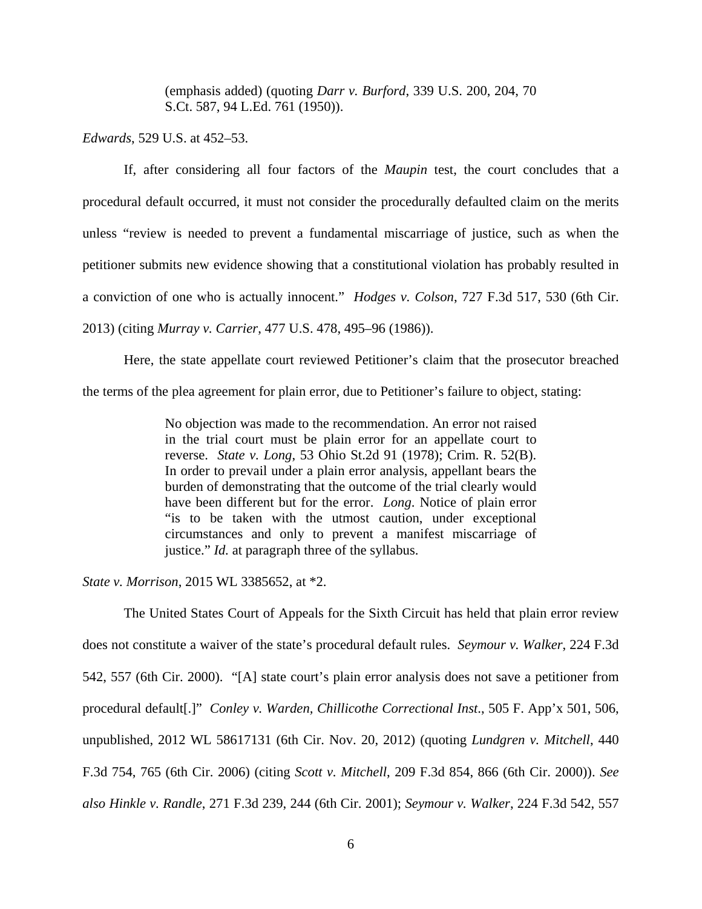> (emphasis added) (quoting *Darr v. Burford*, 339 U.S. 200, 204, 70 S.Ct. 587, 94 L.Ed. 761 (1950)).

*Edwards*, 529 U.S. at 452–53.

If, after considering all four factors of the *Maupin* test, the court concludes that a procedural default occurred, it must not consider the procedurally defaulted claim on the merits unless "review is needed to prevent a fundamental miscarriage of justice, such as when the petitioner submits new evidence showing that a constitutional violation has probably resulted in a conviction of one who is actually innocent." *Hodges v. Colson*, 727 F.3d 517, 530 (6th Cir. 2013) (citing *Murray v. Carrier*, 477 U.S. 478, 495–96 (1986)).

Here, the state appellate court reviewed Petitioner's claim that the prosecutor breached the terms of the plea agreement for plain error, due to Petitioner's failure to object, stating:

> No objection was made to the recommendation. An error not raised in the trial court must be plain error for an appellate court to reverse. *State v. Long*, 53 Ohio St.2d 91 (1978); Crim. R. 52(B). In order to prevail under a plain error analysis, appellant bears the burden of demonstrating that the outcome of the trial clearly would have been different but for the error. *Long*. Notice of plain error "is to be taken with the utmost caution, under exceptional circumstances and only to prevent a manifest miscarriage of justice." *Id.* at paragraph three of the syllabus.

*State v. Morrison*, 2015 WL 3385652, at *2.

The United States Court of Appeals for the Sixth Circuit has held that plain error review does not constitute a waiver of the state's procedural default rules. *Seymour v. Walker*, 224 F.3d 542, 557 (6th Cir. 2000). "[A] state court's plain error analysis does not save a petitioner from procedural default[.]" *Conley v. Warden, Chillicothe Correctional Inst*., 505 F. App'x 501, 506, unpublished, 2012 WL 58617131 (6th Cir. Nov. 20, 2012) (quoting *Lundgren v. Mitchell*, 440 F.3d 754, 765 (6th Cir. 2006) (citing *Scott v. Mitchell*, 209 F.3d 854, 866 (6th Cir. 2000)). *See also Hinkle v. Randle*, 271 F.3d 239, 244 (6th Cir. 2001); *Seymour v. Walker*, 224 F.3d 542, 557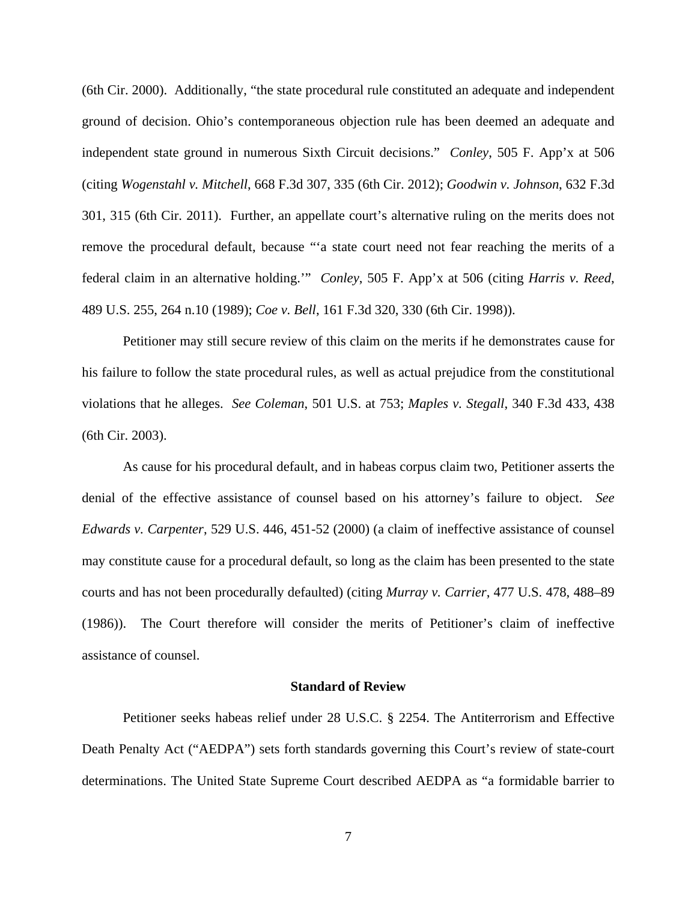(6th Cir. 2000). Additionally, "the state procedural rule constituted an adequate and independent ground of decision. Ohio's contemporaneous objection rule has been deemed an adequate and independent state ground in numerous Sixth Circuit decisions." *Conley*, 505 F. App'x at 506 (citing *Wogenstahl v. Mitchell*, 668 F.3d 307, 335 (6th Cir. 2012); *Goodwin v. Johnson*, 632 F.3d 301, 315 (6th Cir. 2011). Further, an appellate court's alternative ruling on the merits does not remove the procedural default, because "'a state court need not fear reaching the merits of a federal claim in an alternative holding.'" *Conley*, 505 F. App'x at 506 (citing *Harris v. Reed*, 489 U.S. 255, 264 n.10 (1989); *Coe v. Bell*, 161 F.3d 320, 330 (6th Cir. 1998)).

Petitioner may still secure review of this claim on the merits if he demonstrates cause for his failure to follow the state procedural rules, as well as actual prejudice from the constitutional violations that he alleges. *See Coleman*, 501 U.S. at 753; *Maples v. Stegall*, 340 F.3d 433, 438 (6th Cir. 2003).

As cause for his procedural default, and in habeas corpus claim two, Petitioner asserts the denial of the effective assistance of counsel based on his attorney's failure to object. *See Edwards v. Carpenter*, 529 U.S. 446, 451-52 (2000) (a claim of ineffective assistance of counsel may constitute cause for a procedural default, so long as the claim has been presented to the state courts and has not been procedurally defaulted) (citing *Murray v. Carrier*, 477 U.S. 478, 488–89 (1986)). The Court therefore will consider the merits of Petitioner's claim of ineffective assistance of counsel.

**Standard of Review**

Petitioner seeks habeas relief under 28 U.S.C. § 2254. The Antiterrorism and Effective Death Penalty Act ("AEDPA") sets forth standards governing this Court's review of state-court determinations. The United State Supreme Court described AEDPA as "a formidable barrier to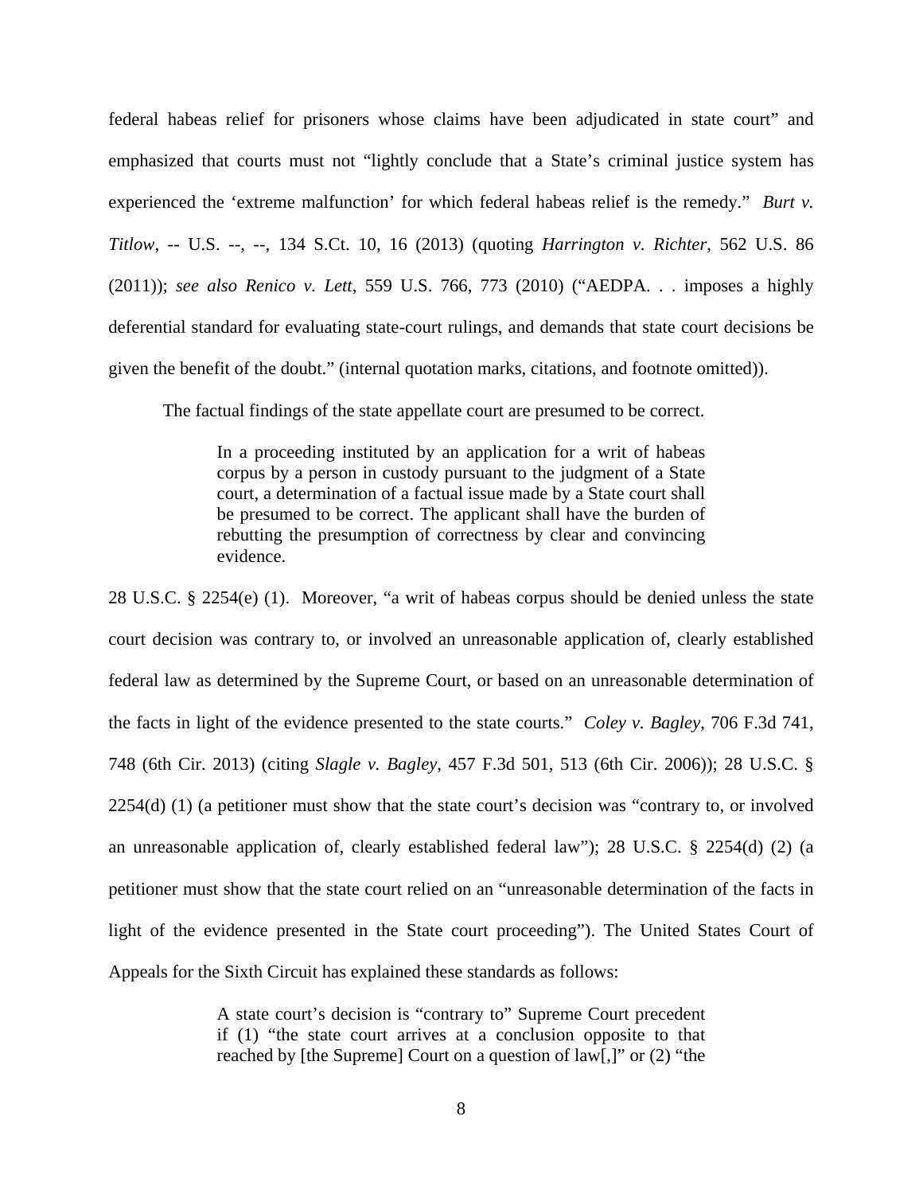federal habeas relief for prisoners whose claims have been adjudicated in state court" and emphasized that courts must not "lightly conclude that a State's criminal justice system has experienced the 'extreme malfunction' for which federal habeas relief is the remedy." *Burt v. Titlow*, -- U.S. --, --, 134 S.Ct. 10, 16 (2013) (quoting *Harrington v. Richter*, 562 U.S. 86 (2011)); *see also Renico v. Lett*, 559 U.S. 766, 773 (2010) ("AEDPA. . . imposes a highly deferential standard for evaluating state-court rulings, and demands that state court decisions be given the benefit of the doubt." (internal quotation marks, citations, and footnote omitted)).

The factual findings of the state appellate court are presumed to be correct.

> In a proceeding instituted by an application for a writ of habeas corpus by a person in custody pursuant to the judgment of a State court, a determination of a factual issue made by a State court shall be presumed to be correct. The applicant shall have the burden of rebutting the presumption of correctness by clear and convincing evidence.

28 U.S.C. § 2254(e) (1). Moreover, "a writ of habeas corpus should be denied unless the state court decision was contrary to, or involved an unreasonable application of, clearly established federal law as determined by the Supreme Court, or based on an unreasonable determination of the facts in light of the evidence presented to the state courts." *Coley v. Bagley*, 706 F.3d 741, 748 (6th Cir. 2013) (citing *Slagle v. Bagley*, 457 F.3d 501, 513 (6th Cir. 2006)); 28 U.S.C. § 2254(d) (1) (a petitioner must show that the state court's decision was "contrary to, or involved an unreasonable application of, clearly established federal law"); 28 U.S.C. § 2254(d) (2) (a petitioner must show that the state court relied on an "unreasonable determination of the facts in light of the evidence presented in the State court proceeding"). The United States Court of Appeals for the Sixth Circuit has explained these standards as follows:

> A state court's decision is "contrary to" Supreme Court precedent if (1) "the state court arrives at a conclusion opposite to that reached by [the Supreme] Court on a question of law[,]" or (2) "the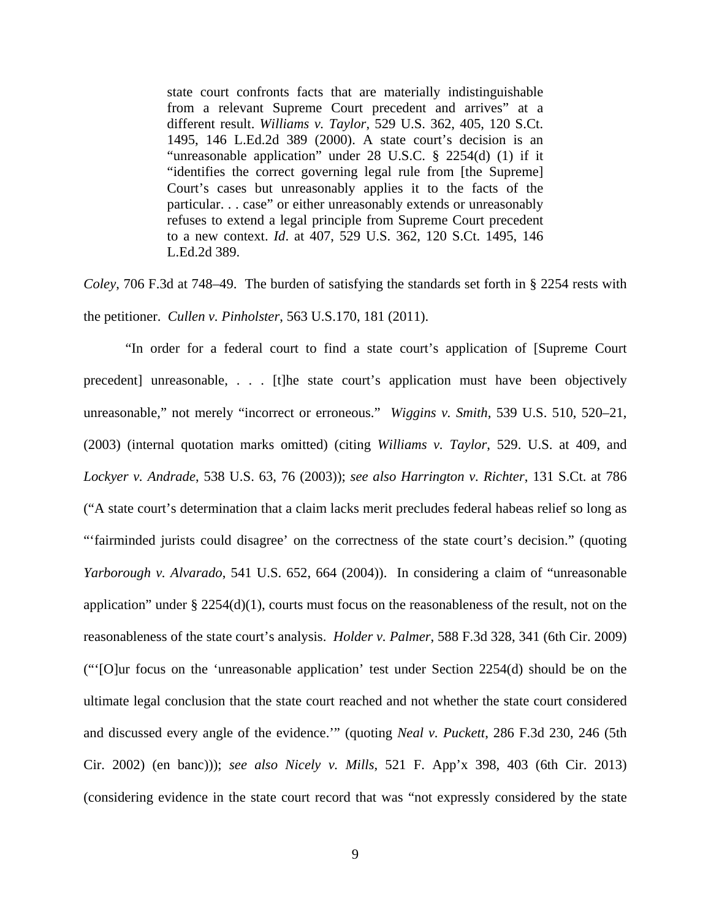> state court confronts facts that are materially indistinguishable from a relevant Supreme Court precedent and arrives" at a different result. *Williams v. Taylor*, 529 U.S. 362, 405, 120 S.Ct. 1495, 146 L.Ed.2d 389 (2000). A state court's decision is an "unreasonable application" under 28 U.S.C. § 2254(d) (1) if it "identifies the correct governing legal rule from [the Supreme] Court's cases but unreasonably applies it to the facts of the particular. . . case" or either unreasonably extends or unreasonably refuses to extend a legal principle from Supreme Court precedent to a new context. *Id*. at 407, 529 U.S. 362, 120 S.Ct. 1495, 146 L.Ed.2d 389.

*Coley*, 706 F.3d at 748–49. The burden of satisfying the standards set forth in § 2254 rests with the petitioner. *Cullen v. Pinholster*, 563 U.S.170, 181 (2011).

"In order for a federal court to find a state court's application of [Supreme Court precedent] unreasonable, . . . [t]he state court's application must have been objectively unreasonable," not merely "incorrect or erroneous." *Wiggins v. Smith*, 539 U.S. 510, 520–21, (2003) (internal quotation marks omitted) (citing *Williams v. Taylor*, 529. U.S. at 409, and *Lockyer v. Andrade*, 538 U.S. 63, 76 (2003)); *see also Harrington v. Richter*, 131 S.Ct. at 786 ("A state court's determination that a claim lacks merit precludes federal habeas relief so long as "'fairminded jurists could disagree' on the correctness of the state court's decision." (quoting *Yarborough v. Alvarado*, 541 U.S. 652, 664 (2004)). In considering a claim of "unreasonable application" under § 2254(d)(1), courts must focus on the reasonableness of the result, not on the reasonableness of the state court's analysis. *Holder v. Palmer*, 588 F.3d 328, 341 (6th Cir. 2009) ("'[O]ur focus on the 'unreasonable application' test under Section 2254(d) should be on the ultimate legal conclusion that the state court reached and not whether the state court considered and discussed every angle of the evidence.'" (quoting *Neal v. Puckett*, 286 F.3d 230, 246 (5th Cir. 2002) (en banc))); *see also Nicely v. Mills*, 521 F. App'x 398, 403 (6th Cir. 2013) (considering evidence in the state court record that was "not expressly considered by the state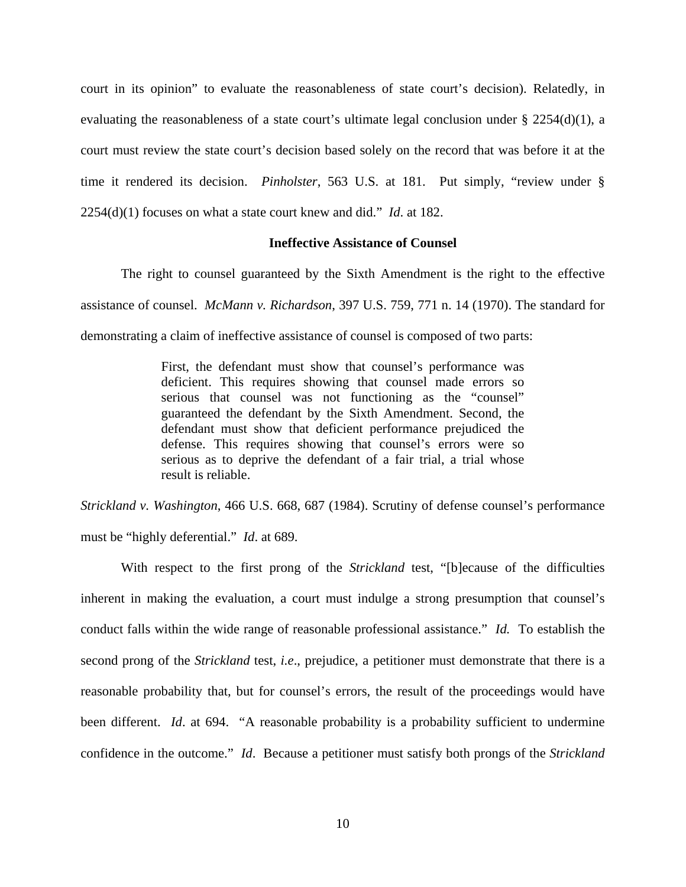court in its opinion" to evaluate the reasonableness of state court's decision). Relatedly, in evaluating the reasonableness of a state court's ultimate legal conclusion under § 2254(d)(1), a court must review the state court's decision based solely on the record that was before it at the time it rendered its decision. *Pinholster*, 563 U.S. at 181. Put simply, "review under § 2254(d)(1) focuses on what a state court knew and did." *Id*. at 182.

**Ineffective Assistance of Counsel**

The right to counsel guaranteed by the Sixth Amendment is the right to the effective assistance of counsel. *McMann v. Richardson*, 397 U.S. 759, 771 n. 14 (1970). The standard for demonstrating a claim of ineffective assistance of counsel is composed of two parts:

> First, the defendant must show that counsel's performance was deficient. This requires showing that counsel made errors so serious that counsel was not functioning as the "counsel" guaranteed the defendant by the Sixth Amendment. Second, the defendant must show that deficient performance prejudiced the defense. This requires showing that counsel's errors were so serious as to deprive the defendant of a fair trial, a trial whose result is reliable.

*Strickland v. Washington*, 466 U.S. 668, 687 (1984). Scrutiny of defense counsel's performance must be "highly deferential." *Id*. at 689.

With respect to the first prong of the *Strickland* test, "[b]ecause of the difficulties inherent in making the evaluation, a court must indulge a strong presumption that counsel's conduct falls within the wide range of reasonable professional assistance." *Id.* To establish the second prong of the *Strickland* test, *i.e*., prejudice, a petitioner must demonstrate that there is a reasonable probability that, but for counsel's errors, the result of the proceedings would have been different. *Id*. at 694. "A reasonable probability is a probability sufficient to undermine confidence in the outcome." *Id*. Because a petitioner must satisfy both prongs of the *Strickland*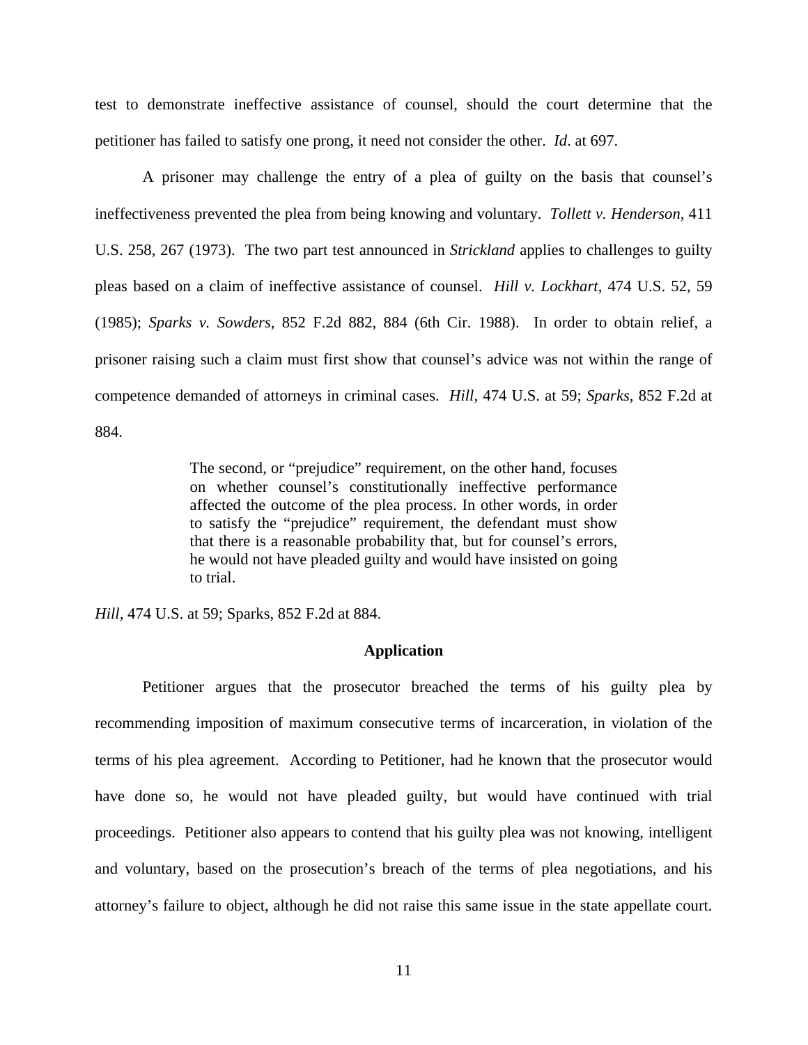test to demonstrate ineffective assistance of counsel, should the court determine that the petitioner has failed to satisfy one prong, it need not consider the other. *Id*. at 697.

A prisoner may challenge the entry of a plea of guilty on the basis that counsel's ineffectiveness prevented the plea from being knowing and voluntary. *Tollett v. Henderson*, 411 U.S. 258, 267 (1973). The two part test announced in *Strickland* applies to challenges to guilty pleas based on a claim of ineffective assistance of counsel. *Hill v. Lockhart*, 474 U.S. 52, 59 (1985); *Sparks v. Sowders*, 852 F.2d 882, 884 (6th Cir. 1988). In order to obtain relief, a prisoner raising such a claim must first show that counsel's advice was not within the range of competence demanded of attorneys in criminal cases. *Hill*, 474 U.S. at 59; *Sparks*, 852 F.2d at 884.

> The second, or "prejudice" requirement, on the other hand, focuses on whether counsel's constitutionally ineffective performance affected the outcome of the plea process. In other words, in order to satisfy the "prejudice" requirement, the defendant must show that there is a reasonable probability that, but for counsel's errors, he would not have pleaded guilty and would have insisted on going to trial.

*Hill*, 474 U.S. at 59; Sparks, 852 F.2d at 884.

**Application**

Petitioner argues that the prosecutor breached the terms of his guilty plea by recommending imposition of maximum consecutive terms of incarceration, in violation of the terms of his plea agreement. According to Petitioner, had he known that the prosecutor would have done so, he would not have pleaded guilty, but would have continued with trial proceedings. Petitioner also appears to contend that his guilty plea was not knowing, intelligent and voluntary, based on the prosecution's breach of the terms of plea negotiations, and his attorney's failure to object, although he did not raise this same issue in the state appellate court.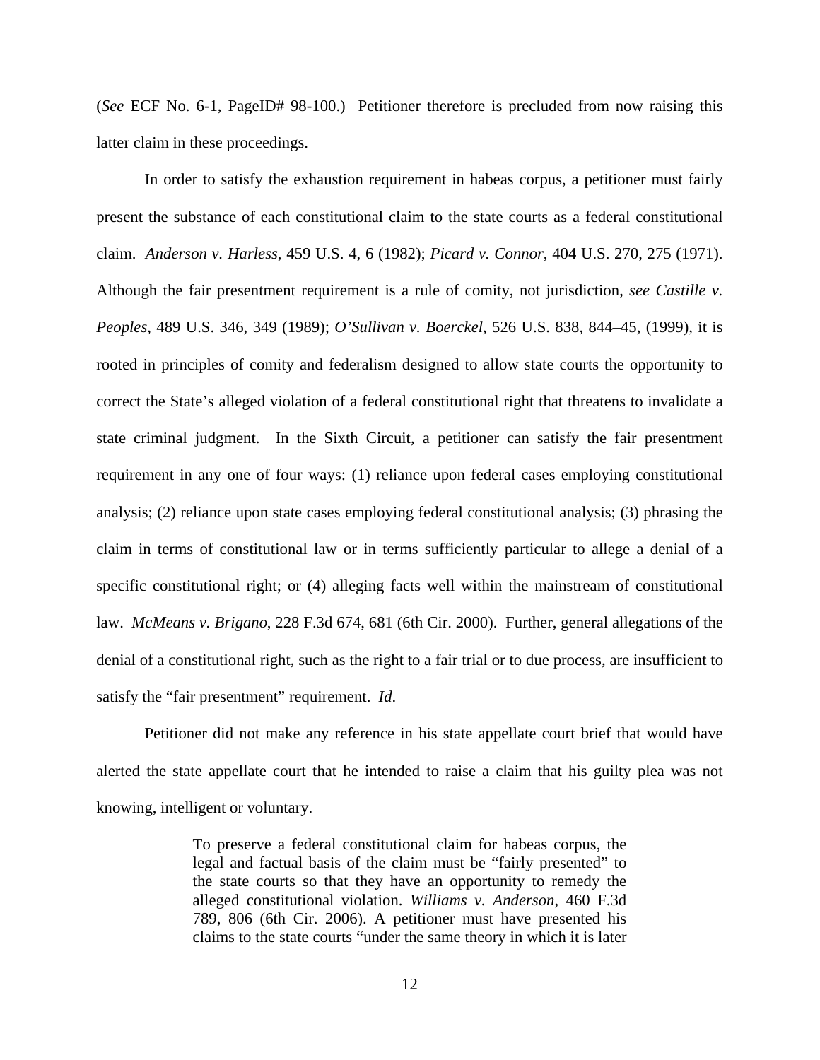(*See* ECF No. 6-1, PageID# 98-100.) Petitioner therefore is precluded from now raising this latter claim in these proceedings.

In order to satisfy the exhaustion requirement in habeas corpus, a petitioner must fairly present the substance of each constitutional claim to the state courts as a federal constitutional claim. *Anderson v. Harless*, 459 U.S. 4, 6 (1982); *Picard v. Connor*, 404 U.S. 270, 275 (1971). Although the fair presentment requirement is a rule of comity, not jurisdiction, *see Castille v. Peoples*, 489 U.S. 346, 349 (1989); *O'Sullivan v. Boerckel*, 526 U.S. 838, 844–45, (1999), it is rooted in principles of comity and federalism designed to allow state courts the opportunity to correct the State's alleged violation of a federal constitutional right that threatens to invalidate a state criminal judgment. In the Sixth Circuit, a petitioner can satisfy the fair presentment requirement in any one of four ways: (1) reliance upon federal cases employing constitutional analysis; (2) reliance upon state cases employing federal constitutional analysis; (3) phrasing the claim in terms of constitutional law or in terms sufficiently particular to allege a denial of a specific constitutional right; or (4) alleging facts well within the mainstream of constitutional law. *McMeans v. Brigano*, 228 F.3d 674, 681 (6th Cir. 2000). Further, general allegations of the denial of a constitutional right, such as the right to a fair trial or to due process, are insufficient to satisfy the "fair presentment" requirement. *Id*.

Petitioner did not make any reference in his state appellate court brief that would have alerted the state appellate court that he intended to raise a claim that his guilty plea was not knowing, intelligent or voluntary.

> To preserve a federal constitutional claim for habeas corpus, the legal and factual basis of the claim must be "fairly presented" to the state courts so that they have an opportunity to remedy the alleged constitutional violation. *Williams v. Anderson*, 460 F.3d 789, 806 (6th Cir. 2006). A petitioner must have presented his claims to the state courts "under the same theory in which it is later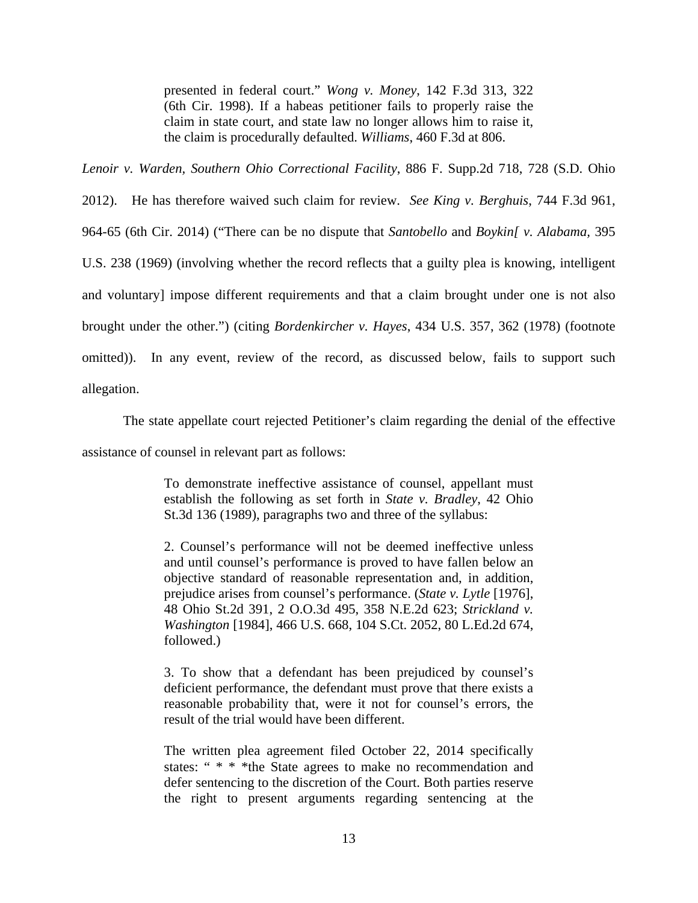> presented in federal court." *Wong v. Money*, 142 F.3d 313, 322 (6th Cir. 1998). If a habeas petitioner fails to properly raise the claim in state court, and state law no longer allows him to raise it, the claim is procedurally defaulted. *Williams*, 460 F.3d at 806.

*Lenoir v. Warden, Southern Ohio Correctional Facility*, 886 F. Supp.2d 718, 728 (S.D. Ohio 2012). He has therefore waived such claim for review. *See King v. Berghuis*, 744 F.3d 961, 964-65 (6th Cir. 2014) ("There can be no dispute that *Santobello* and *Boykin[ v. Alabama*, 395 U.S. 238 (1969) (involving whether the record reflects that a guilty plea is knowing, intelligent and voluntary] impose different requirements and that a claim brought under one is not also brought under the other.") (citing *Bordenkircher v. Hayes*, 434 U.S. 357, 362 (1978) (footnote omitted)). In any event, review of the record, as discussed below, fails to support such allegation.

The state appellate court rejected Petitioner's claim regarding the denial of the effective assistance of counsel in relevant part as follows:

> To demonstrate ineffective assistance of counsel, appellant must establish the following as set forth in *State v. Bradley*, 42 Ohio St.3d 136 (1989), paragraphs two and three of the syllabus:
>
> 2. Counsel's performance will not be deemed ineffective unless and until counsel's performance is proved to have fallen below an objective standard of reasonable representation and, in addition, prejudice arises from counsel's performance. (*State v. Lytle* [1976], 48 Ohio St.2d 391, 2 O.O.3d 495, 358 N.E.2d 623; *Strickland v. Washington* [1984], 466 U.S. 668, 104 S.Ct. 2052, 80 L.Ed.2d 674, followed.)
>
> 3. To show that a defendant has been prejudiced by counsel's deficient performance, the defendant must prove that there exists a reasonable probability that, were it not for counsel's errors, the result of the trial would have been different.
>
> The written plea agreement filed October 22, 2014 specifically states: " * * * *the State agrees to make no recommendation and defer sentencing to the discretion of the Court. Both parties reserve the right to present arguments regarding sentencing at the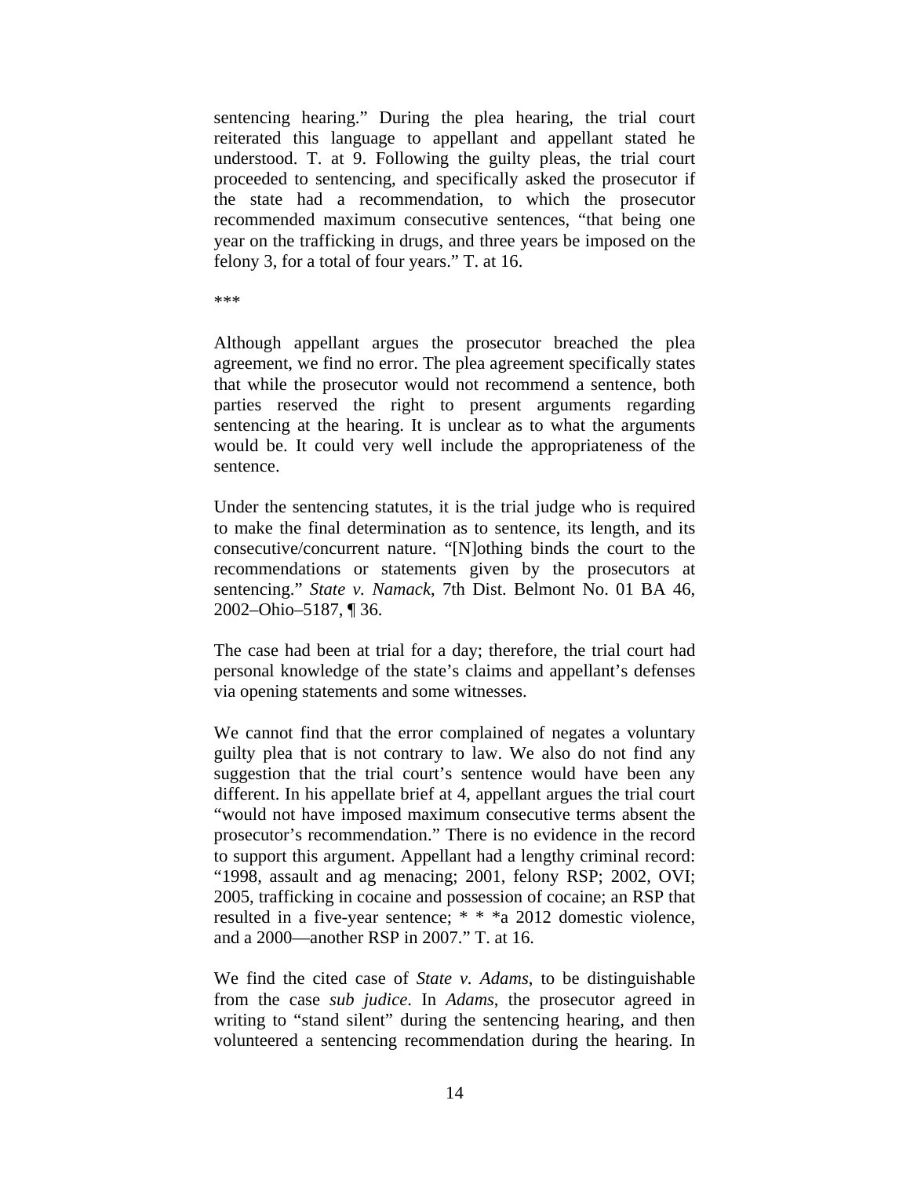sentencing hearing." During the plea hearing, the trial court reiterated this language to appellant and appellant stated he understood. T. at 9. Following the guilty pleas, the trial court proceeded to sentencing, and specifically asked the prosecutor if the state had a recommendation, to which the prosecutor recommended maximum consecutive sentences, "that being one year on the trafficking in drugs, and three years be imposed on the felony 3, for a total of four years." T. at 16.

***

Although appellant argues the prosecutor breached the plea agreement, we find no error. The plea agreement specifically states that while the prosecutor would not recommend a sentence, both parties reserved the right to present arguments regarding sentencing at the hearing. It is unclear as to what the arguments would be. It could very well include the appropriateness of the sentence.

Under the sentencing statutes, it is the trial judge who is required to make the final determination as to sentence, its length, and its consecutive/concurrent nature. "[N]othing binds the court to the recommendations or statements given by the prosecutors at sentencing." *State v. Namack*, 7th Dist. Belmont No. 01 BA 46, 2002–Ohio–5187, ¶ 36.

The case had been at trial for a day; therefore, the trial court had personal knowledge of the state's claims and appellant's defenses via opening statements and some witnesses.

We cannot find that the error complained of negates a voluntary guilty plea that is not contrary to law. We also do not find any suggestion that the trial court's sentence would have been any different. In his appellate brief at 4, appellant argues the trial court "would not have imposed maximum consecutive terms absent the prosecutor's recommendation." There is no evidence in the record to support this argument. Appellant had a lengthy criminal record: "1998, assault and ag menacing; 2001, felony RSP; 2002, OVI; 2005, trafficking in cocaine and possession of cocaine; an RSP that resulted in a five-year sentence; * * *a 2012 domestic violence, and a 2000—another RSP in 2007." T. at 16.

We find the cited case of *State v. Adams*, to be distinguishable from the case *sub judice*. In *Adams*, the prosecutor agreed in writing to "stand silent" during the sentencing hearing, and then volunteered a sentencing recommendation during the hearing. In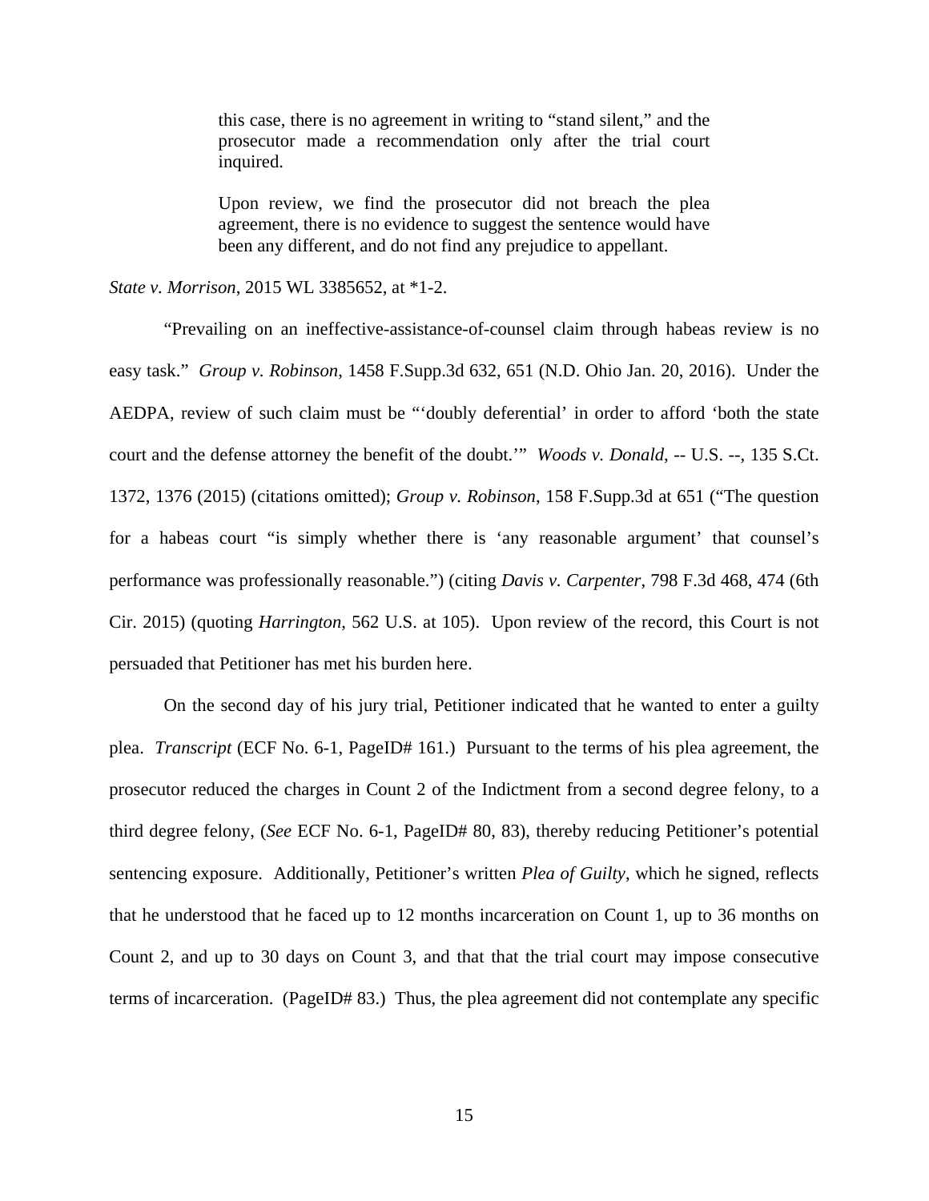> this case, there is no agreement in writing to "stand silent," and the prosecutor made a recommendation only after the trial court inquired.
>
> Upon review, we find the prosecutor did not breach the plea agreement, there is no evidence to suggest the sentence would have been any different, and do not find any prejudice to appellant.

*State v. Morrison*, 2015 WL 3385652, at *1-2.

"Prevailing on an ineffective-assistance-of-counsel claim through habeas review is no easy task." *Group v. Robinson*, 1458 F.Supp.3d 632, 651 (N.D. Ohio Jan. 20, 2016). Under the AEDPA, review of such claim must be "'doubly deferential' in order to afford 'both the state court and the defense attorney the benefit of the doubt.'" *Woods v. Donald*, -- U.S. --, 135 S.Ct. 1372, 1376 (2015) (citations omitted); *Group v. Robinson*, 158 F.Supp.3d at 651 ("The question for a habeas court "is simply whether there is 'any reasonable argument' that counsel's performance was professionally reasonable.") (citing *Davis v. Carpenter*, 798 F.3d 468, 474 (6th Cir. 2015) (quoting *Harrington*, 562 U.S. at 105). Upon review of the record, this Court is not persuaded that Petitioner has met his burden here.

On the second day of his jury trial, Petitioner indicated that he wanted to enter a guilty plea. *Transcript* (ECF No. 6-1, PageID# 161.) Pursuant to the terms of his plea agreement, the prosecutor reduced the charges in Count 2 of the Indictment from a second degree felony, to a third degree felony, (*See* ECF No. 6-1, PageID# 80, 83), thereby reducing Petitioner's potential sentencing exposure. Additionally, Petitioner's written *Plea of Guilty*, which he signed, reflects that he understood that he faced up to 12 months incarceration on Count 1, up to 36 months on Count 2, and up to 30 days on Count 3, and that that the trial court may impose consecutive terms of incarceration. (PageID# 83.) Thus, the plea agreement did not contemplate any specific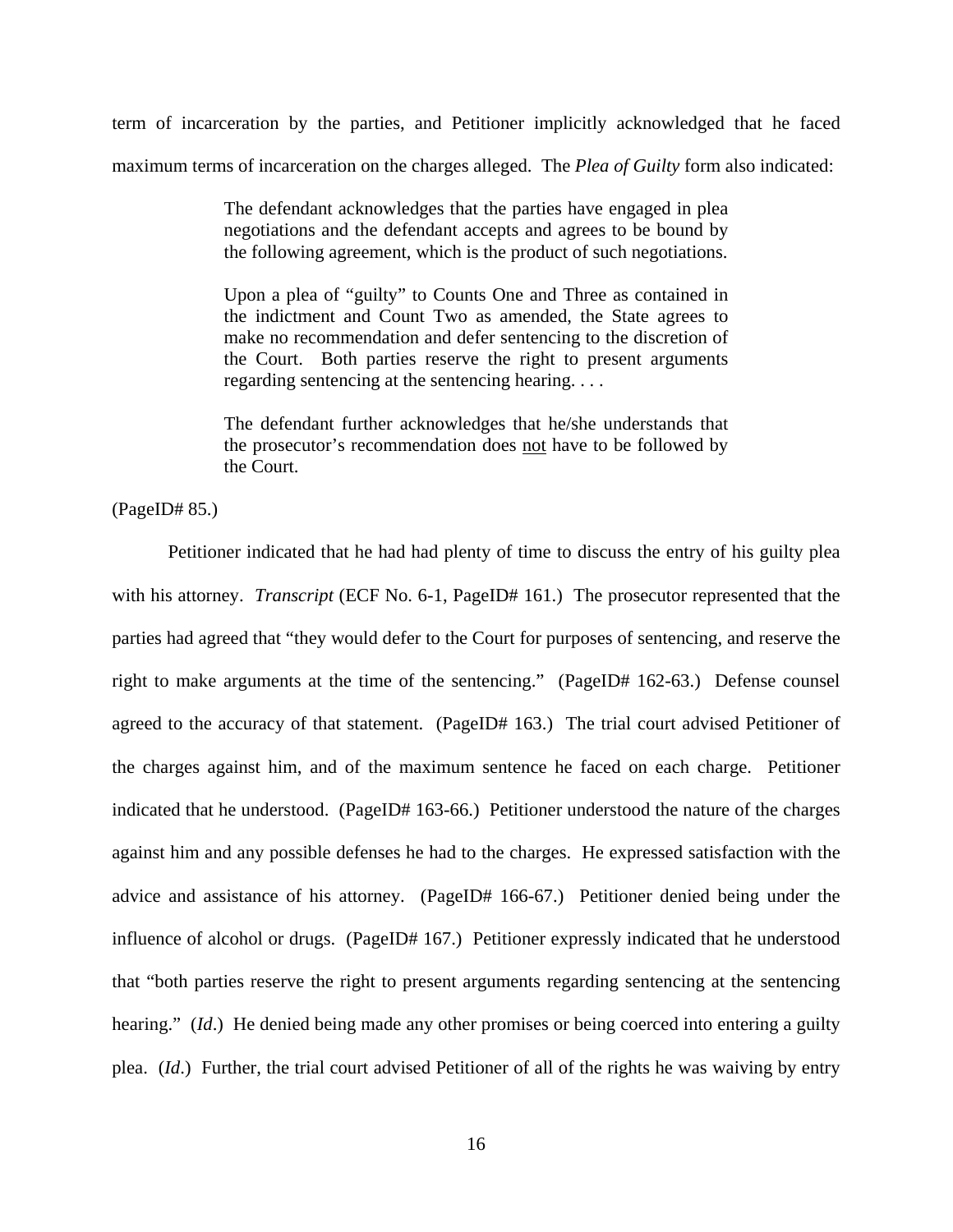term of incarceration by the parties, and Petitioner implicitly acknowledged that he faced maximum terms of incarceration on the charges alleged. The *Plea of Guilty* form also indicated:

> The defendant acknowledges that the parties have engaged in plea negotiations and the defendant accepts and agrees to be bound by the following agreement, which is the product of such negotiations.
>
> Upon a plea of "guilty" to Counts One and Three as contained in the indictment and Count Two as amended, the State agrees to make no recommendation and defer sentencing to the discretion of the Court. Both parties reserve the right to present arguments regarding sentencing at the sentencing hearing. . . .
>
> The defendant further acknowledges that he/she understands that the prosecutor's recommendation does <u>not</u> have to be followed by the Court.

(PageID# 85.)

Petitioner indicated that he had had plenty of time to discuss the entry of his guilty plea with his attorney. *Transcript* (ECF No. 6-1, PageID# 161.) The prosecutor represented that the parties had agreed that "they would defer to the Court for purposes of sentencing, and reserve the right to make arguments at the time of the sentencing." (PageID# 162-63.) Defense counsel agreed to the accuracy of that statement. (PageID# 163.) The trial court advised Petitioner of the charges against him, and of the maximum sentence he faced on each charge. Petitioner indicated that he understood. (PageID# 163-66.) Petitioner understood the nature of the charges against him and any possible defenses he had to the charges. He expressed satisfaction with the advice and assistance of his attorney. (PageID# 166-67.) Petitioner denied being under the influence of alcohol or drugs. (PageID# 167.) Petitioner expressly indicated that he understood that "both parties reserve the right to present arguments regarding sentencing at the sentencing hearing." (*Id*.) He denied being made any other promises or being coerced into entering a guilty plea. (*Id*.) Further, the trial court advised Petitioner of all of the rights he was waiving by entry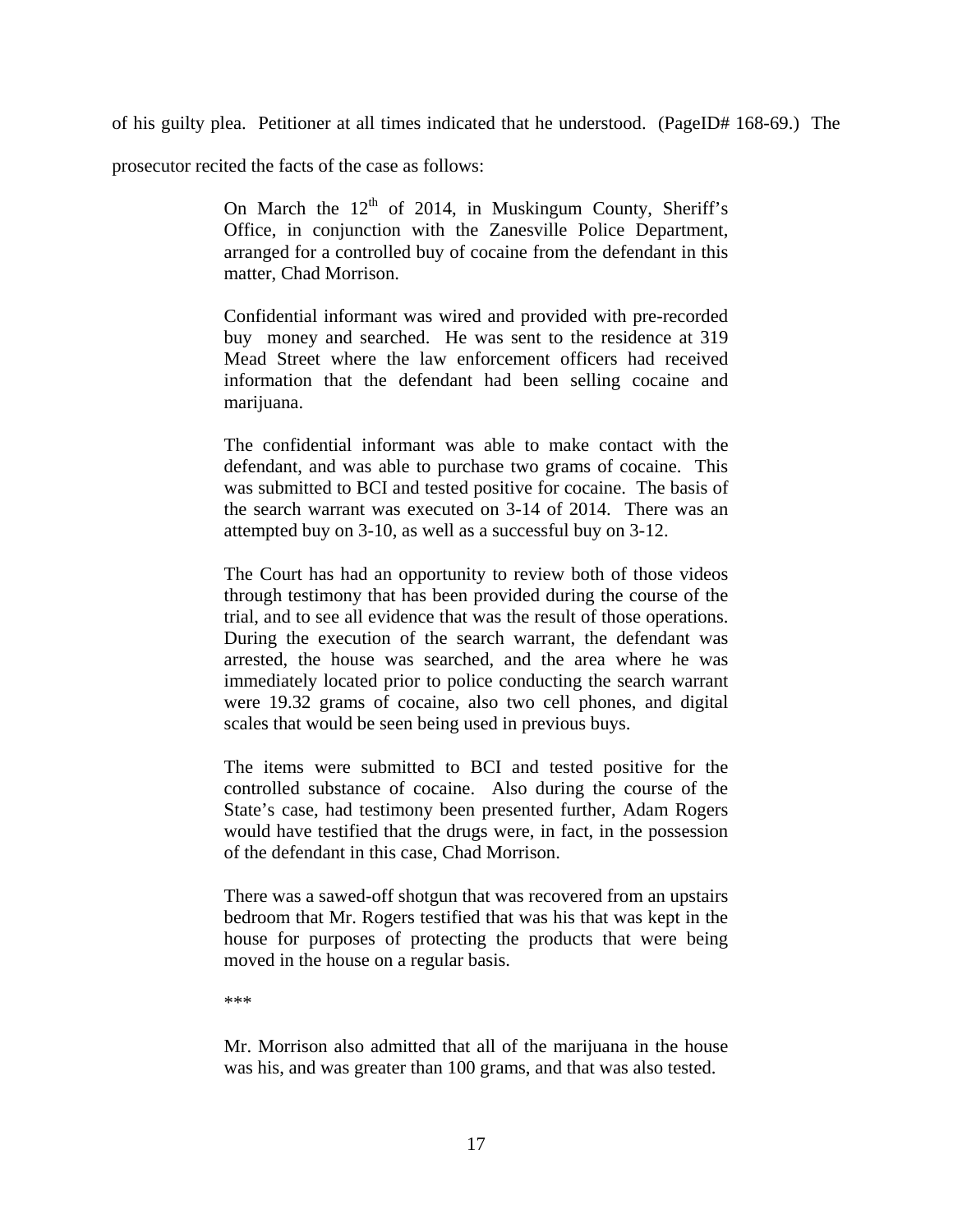of his guilty plea. Petitioner at all times indicated that he understood. (PageID# 168-69.) The prosecutor recited the facts of the case as follows:

> On March the 12th of 2014, in Muskingum County, Sheriff's Office, in conjunction with the Zanesville Police Department, arranged for a controlled buy of cocaine from the defendant in this matter, Chad Morrison.
>
> Confidential informant was wired and provided with pre-recorded buy money and searched. He was sent to the residence at 319 Mead Street where the law enforcement officers had received information that the defendant had been selling cocaine and marijuana.
>
> The confidential informant was able to make contact with the defendant, and was able to purchase two grams of cocaine. This was submitted to BCI and tested positive for cocaine. The basis of the search warrant was executed on 3-14 of 2014. There was an attempted buy on 3-10, as well as a successful buy on 3-12.
>
> The Court has had an opportunity to review both of those videos through testimony that has been provided during the course of the trial, and to see all evidence that was the result of those operations. During the execution of the search warrant, the defendant was arrested, the house was searched, and the area where he was immediately located prior to police conducting the search warrant were 19.32 grams of cocaine, also two cell phones, and digital scales that would be seen being used in previous buys.
>
> The items were submitted to BCI and tested positive for the controlled substance of cocaine. Also during the course of the State's case, had testimony been presented further, Adam Rogers would have testified that the drugs were, in fact, in the possession of the defendant in this case, Chad Morrison.
>
> There was a sawed-off shotgun that was recovered from an upstairs bedroom that Mr. Rogers testified that was his that was kept in the house for purposes of protecting the products that were being moved in the house on a regular basis.
>
> ***
>
> Mr. Morrison also admitted that all of the marijuana in the house was his, and was greater than 100 grams, and that was also tested.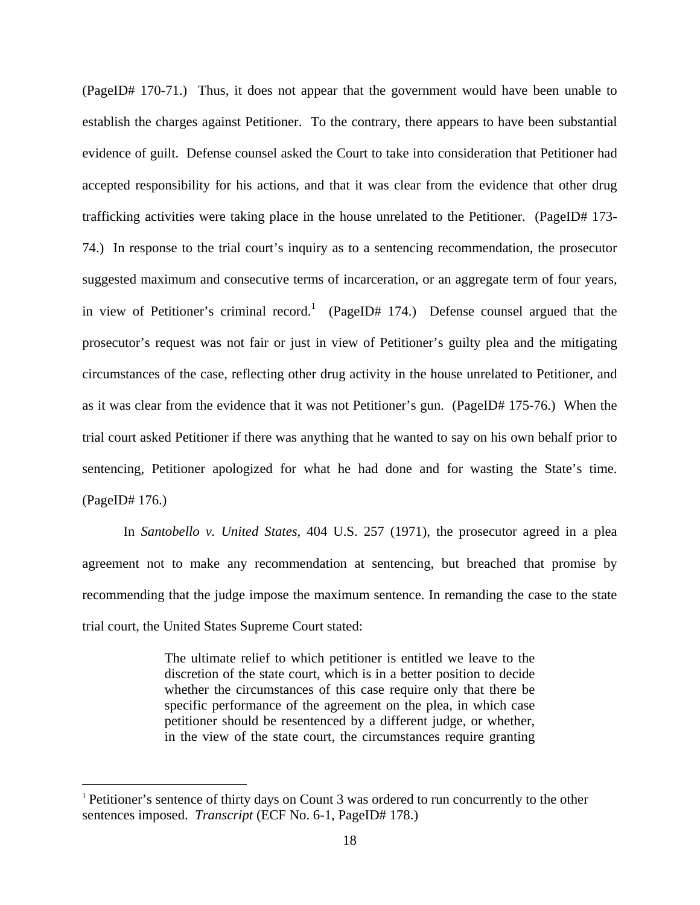(PageID# 170-71.) Thus, it does not appear that the government would have been unable to establish the charges against Petitioner. To the contrary, there appears to have been substantial evidence of guilt. Defense counsel asked the Court to take into consideration that Petitioner had accepted responsibility for his actions, and that it was clear from the evidence that other drug trafficking activities were taking place in the house unrelated to the Petitioner. (PageID# 173-74.) In response to the trial court's inquiry as to a sentencing recommendation, the prosecutor suggested maximum and consecutive terms of incarceration, or an aggregate term of four years, in view of Petitioner's criminal record.[1] (PageID# 174.) Defense counsel argued that the prosecutor's request was not fair or just in view of Petitioner's guilty plea and the mitigating circumstances of the case, reflecting other drug activity in the house unrelated to Petitioner, and as it was clear from the evidence that it was not Petitioner's gun. (PageID# 175-76.) When the trial court asked Petitioner if there was anything that he wanted to say on his own behalf prior to sentencing, Petitioner apologized for what he had done and for wasting the State's time. (PageID# 176.)

In *Santobello v. United States*, 404 U.S. 257 (1971), the prosecutor agreed in a plea agreement not to make any recommendation at sentencing, but breached that promise by recommending that the judge impose the maximum sentence. In remanding the case to the state trial court, the United States Supreme Court stated:

> The ultimate relief to which petitioner is entitled we leave to the discretion of the state court, which is in a better position to decide whether the circumstances of this case require only that there be specific performance of the agreement on the plea, in which case petitioner should be resentenced by a different judge, or whether, in the view of the state court, the circumstances require granting

[1] Petitioner's sentence of thirty days on Count 3 was ordered to run concurrently to the other sentences imposed. *Transcript* (ECF No. 6-1, PageID# 178.)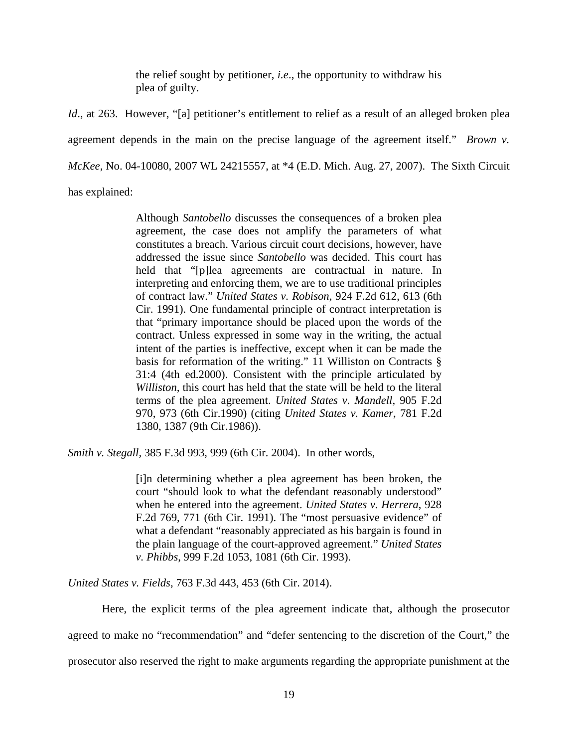> the relief sought by petitioner, *i.e*., the opportunity to withdraw his plea of guilty.

*Id*., at 263. However, "[a] petitioner's entitlement to relief as a result of an alleged broken plea agreement depends in the main on the precise language of the agreement itself." *Brown v. McKee*, No. 04-10080, 2007 WL 24215557, at *4 (E.D. Mich. Aug. 27, 2007). The Sixth Circuit has explained:

> Although *Santobello* discusses the consequences of a broken plea agreement, the case does not amplify the parameters of what constitutes a breach. Various circuit court decisions, however, have addressed the issue since *Santobello* was decided. This court has held that "[p]lea agreements are contractual in nature. In interpreting and enforcing them, we are to use traditional principles of contract law." *United States v. Robison*, 924 F.2d 612, 613 (6th Cir. 1991). One fundamental principle of contract interpretation is that "primary importance should be placed upon the words of the contract. Unless expressed in some way in the writing, the actual intent of the parties is ineffective, except when it can be made the basis for reformation of the writing." 11 Williston on Contracts § 31:4 (4th ed.2000). Consistent with the principle articulated by *Williston*, this court has held that the state will be held to the literal terms of the plea agreement. *United States v. Mandell*, 905 F.2d 970, 973 (6th Cir.1990) (citing *United States v. Kamer*, 781 F.2d 1380, 1387 (9th Cir.1986)).

*Smith v. Stegall*, 385 F.3d 993, 999 (6th Cir. 2004). In other words,

> [i]n determining whether a plea agreement has been broken, the court "should look to what the defendant reasonably understood" when he entered into the agreement. *United States v. Herrera*, 928 F.2d 769, 771 (6th Cir. 1991). The "most persuasive evidence" of what a defendant "reasonably appreciated as his bargain is found in the plain language of the court-approved agreement." *United States v. Phibbs*, 999 F.2d 1053, 1081 (6th Cir. 1993).

*United States v. Fields*, 763 F.3d 443, 453 (6th Cir. 2014).

Here, the explicit terms of the plea agreement indicate that, although the prosecutor agreed to make no "recommendation" and "defer sentencing to the discretion of the Court," the prosecutor also reserved the right to make arguments regarding the appropriate punishment at the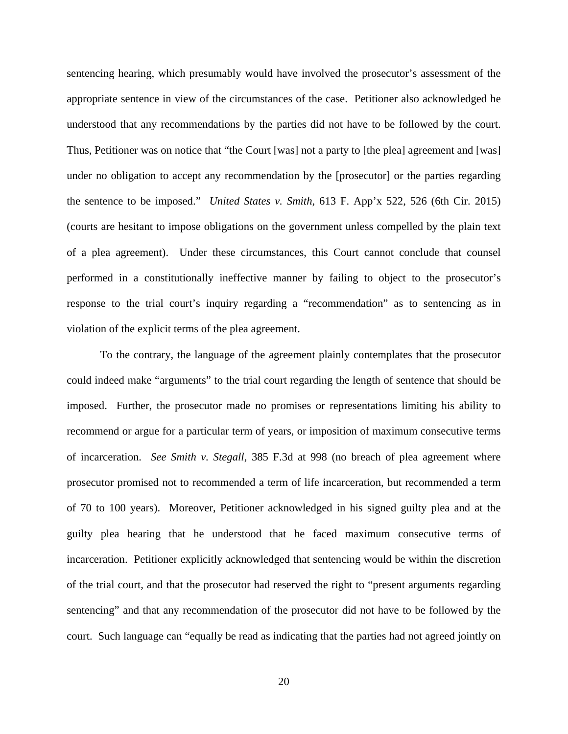sentencing hearing, which presumably would have involved the prosecutor's assessment of the appropriate sentence in view of the circumstances of the case. Petitioner also acknowledged he understood that any recommendations by the parties did not have to be followed by the court. Thus, Petitioner was on notice that "the Court [was] not a party to [the plea] agreement and [was] under no obligation to accept any recommendation by the [prosecutor] or the parties regarding the sentence to be imposed." *United States v. Smith*, 613 F. App'x 522, 526 (6th Cir. 2015) (courts are hesitant to impose obligations on the government unless compelled by the plain text of a plea agreement). Under these circumstances, this Court cannot conclude that counsel performed in a constitutionally ineffective manner by failing to object to the prosecutor's response to the trial court's inquiry regarding a "recommendation" as to sentencing as in violation of the explicit terms of the plea agreement.

To the contrary, the language of the agreement plainly contemplates that the prosecutor could indeed make "arguments" to the trial court regarding the length of sentence that should be imposed. Further, the prosecutor made no promises or representations limiting his ability to recommend or argue for a particular term of years, or imposition of maximum consecutive terms of incarceration. *See Smith v. Stegall*, 385 F.3d at 998 (no breach of plea agreement where prosecutor promised not to recommended a term of life incarceration, but recommended a term of 70 to 100 years). Moreover, Petitioner acknowledged in his signed guilty plea and at the guilty plea hearing that he understood that he faced maximum consecutive terms of incarceration. Petitioner explicitly acknowledged that sentencing would be within the discretion of the trial court, and that the prosecutor had reserved the right to "present arguments regarding sentencing" and that any recommendation of the prosecutor did not have to be followed by the court. Such language can "equally be read as indicating that the parties had not agreed jointly on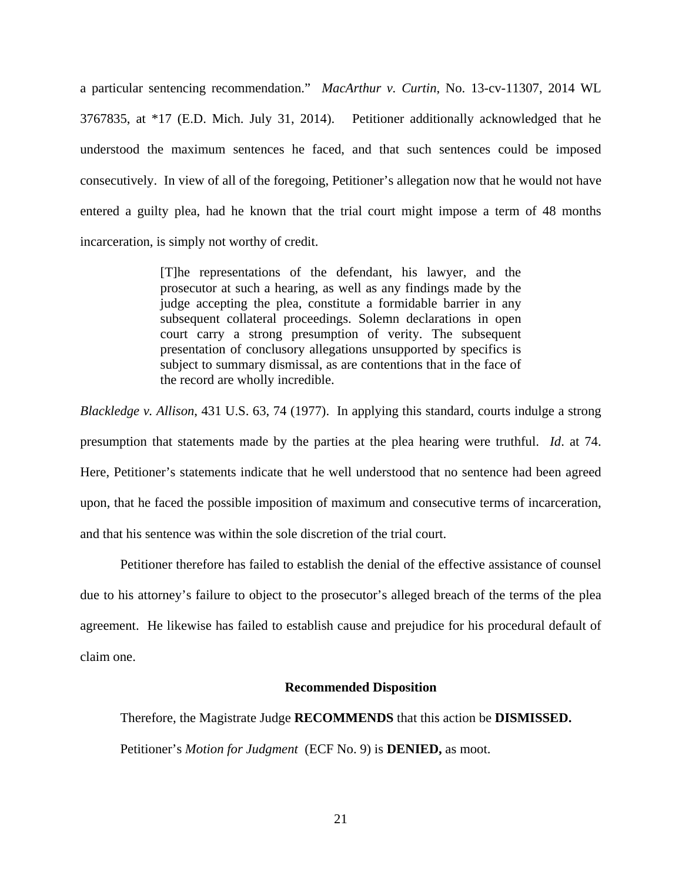a particular sentencing recommendation." *MacArthur v. Curtin*, No. 13-cv-11307, 2014 WL 3767835, at *17 (E.D. Mich. July 31, 2014). Petitioner additionally acknowledged that he understood the maximum sentences he faced, and that such sentences could be imposed consecutively. In view of all of the foregoing, Petitioner's allegation now that he would not have entered a guilty plea, had he known that the trial court might impose a term of 48 months incarceration, is simply not worthy of credit.

> [T]he representations of the defendant, his lawyer, and the prosecutor at such a hearing, as well as any findings made by the judge accepting the plea, constitute a formidable barrier in any subsequent collateral proceedings. Solemn declarations in open court carry a strong presumption of verity. The subsequent presentation of conclusory allegations unsupported by specifics is subject to summary dismissal, as are contentions that in the face of the record are wholly incredible.

*Blackledge v. Allison*, 431 U.S. 63, 74 (1977). In applying this standard, courts indulge a strong presumption that statements made by the parties at the plea hearing were truthful. *Id*. at 74. Here, Petitioner's statements indicate that he well understood that no sentence had been agreed upon, that he faced the possible imposition of maximum and consecutive terms of incarceration, and that his sentence was within the sole discretion of the trial court.

Petitioner therefore has failed to establish the denial of the effective assistance of counsel due to his attorney's failure to object to the prosecutor's alleged breach of the terms of the plea agreement. He likewise has failed to establish cause and prejudice for his procedural default of claim one.

**Recommended Disposition**

Therefore, the Magistrate Judge **RECOMMENDS** that this action be **DISMISSED.**

Petitioner's *Motion for Judgment* (ECF No. 9) is **DENIED,** as moot.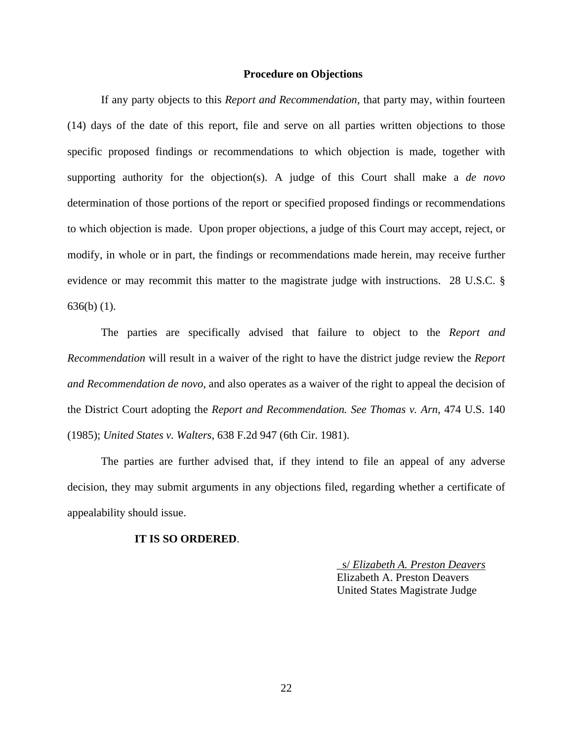**Procedure on Objections**

If any party objects to this *Report and Recommendation*, that party may, within fourteen (14) days of the date of this report, file and serve on all parties written objections to those specific proposed findings or recommendations to which objection is made, together with supporting authority for the objection(s). A judge of this Court shall make a *de novo* determination of those portions of the report or specified proposed findings or recommendations to which objection is made. Upon proper objections, a judge of this Court may accept, reject, or modify, in whole or in part, the findings or recommendations made herein, may receive further evidence or may recommit this matter to the magistrate judge with instructions. 28 U.S.C. § 636(b) (1).

The parties are specifically advised that failure to object to the *Report and Recommendation* will result in a waiver of the right to have the district judge review the *Report and Recommendation de novo,* and also operates as a waiver of the right to appeal the decision of the District Court adopting the *Report and Recommendation. See Thomas v. Arn*, 474 U.S. 140 (1985); *United States v. Walters*, 638 F.2d 947 (6th Cir. 1981).

The parties are further advised that, if they intend to file an appeal of any adverse decision, they may submit arguments in any objections filed, regarding whether a certificate of appealability should issue.

**IT IS SO ORDERED**.

s/ *Elizabeth A. Preston Deavers*
Elizabeth A. Preston Deavers
United States Magistrate Judge